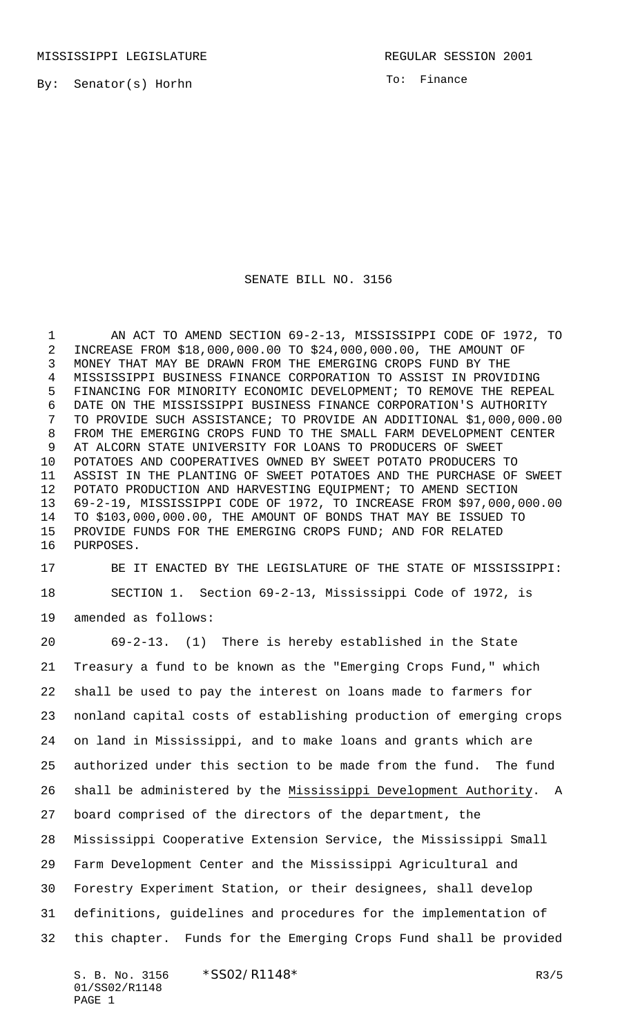MISSISSIPPI LEGISLATURE REGULAR SESSION 2001

By: Senator(s) Horhn

To: Finance

# SENATE BILL NO. 3156

AN ACT TO AMEND SECTION 69-2-13, MISSISSIPPI CODE OF 1972, TO INCREASE FROM $18,000,000.00 TO $24,000,000.00, THE AMOUNT OF MONEY THAT MAY BE DRAWN FROM THE EMERGING CROPS FUND BY THE MISSISSIPPI BUSINESS FINANCE CORPORATION TO ASSIST IN PROVIDING FINANCING FOR MINORITY ECONOMIC DEVELOPMENT; TO REMOVE THE REPEAL DATE ON THE MISSISSIPPI BUSINESS FINANCE CORPORATION'S AUTHORITY TO PROVIDE SUCH ASSISTANCE; TO PROVIDE AN ADDITIONAL $1,000,000.00 FROM THE EMERGING CROPS FUND TO THE SMALL FARM DEVELOPMENT CENTER AT ALCORN STATE UNIVERSITY FOR LOANS TO PRODUCERS OF SWEET POTATOES AND COOPERATIVES OWNED BY SWEET POTATO PRODUCERS TO ASSIST IN THE PLANTING OF SWEET POTATOES AND THE PURCHASE OF SWEET POTATO PRODUCTION AND HARVESTING EQUIPMENT; TO AMEND SECTION 69-2-19, MISSISSIPPI CODE OF 1972, TO INCREASE FROM $97,000,000.00 TO $103,000,000.00, THE AMOUNT OF BONDS THAT MAY BE ISSUED TO PROVIDE FUNDS FOR THE EMERGING CROPS FUND; AND FOR RELATED PURPOSES.

BE IT ENACTED BY THE LEGISLATURE OF THE STATE OF MISSISSIPPI:

SECTION 1. Section 69-2-13, Mississippi Code of 1972, is amended as follows:

69-2-13. (1) There is hereby established in the State Treasury a fund to be known as the "Emerging Crops Fund," which shall be used to pay the interest on loans made to farmers for nonland capital costs of establishing production of emerging crops on land in Mississippi, and to make loans and grants which are authorized under this section to be made from the fund. The fund shall be administered by the Mississippi Development Authority. A board comprised of the directors of the department, the Mississippi Cooperative Extension Service, the Mississippi Small Farm Development Center and the Mississippi Agricultural and Forestry Experiment Station, or their designees, shall develop definitions, guidelines and procedures for the implementation of this chapter. Funds for the Emerging Crops Fund shall be provided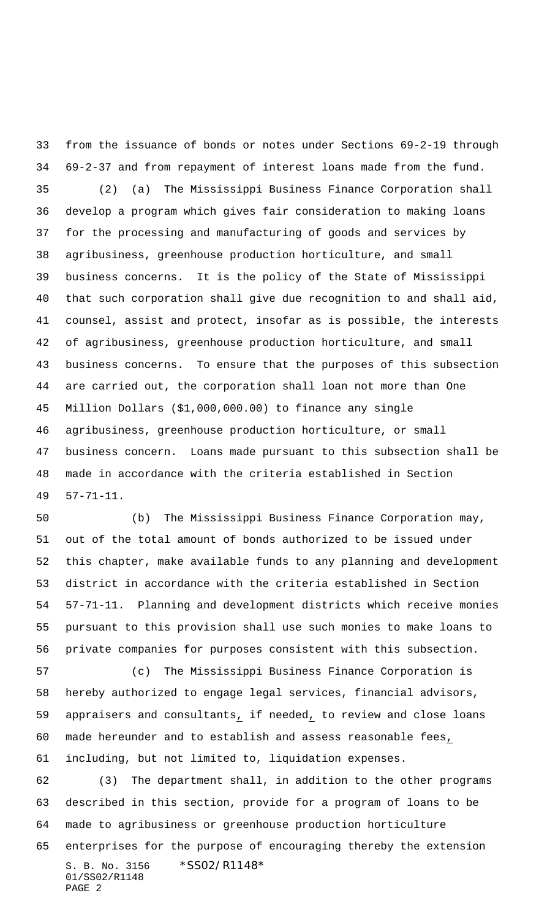from the issuance of bonds or notes under Sections 69-2-19 through 69-2-37 and from repayment of interest loans made from the fund.

(2) (a) The Mississippi Business Finance Corporation shall develop a program which gives fair consideration to making loans for the processing and manufacturing of goods and services by agribusiness, greenhouse production horticulture, and small business concerns. It is the policy of the State of Mississippi that such corporation shall give due recognition to and shall aid, counsel, assist and protect, insofar as is possible, the interests of agribusiness, greenhouse production horticulture, and small business concerns. To ensure that the purposes of this subsection are carried out, the corporation shall loan not more than One Million Dollars ($1,000,000.00) to finance any single agribusiness, greenhouse production horticulture, or small business concern. Loans made pursuant to this subsection shall be made in accordance with the criteria established in Section 57-71-11.

(b) The Mississippi Business Finance Corporation may, out of the total amount of bonds authorized to be issued under this chapter, make available funds to any planning and development district in accordance with the criteria established in Section 57-71-11. Planning and development districts which receive monies pursuant to this provision shall use such monies to make loans to private companies for purposes consistent with this subsection.

(c) The Mississippi Business Finance Corporation is hereby authorized to engage legal services, financial advisors, appraisers and consultants, if needed, to review and close loans made hereunder and to establish and assess reasonable fees, including, but not limited to, liquidation expenses.

(3) The department shall, in addition to the other programs described in this section, provide for a program of loans to be made to agribusiness or greenhouse production horticulture enterprises for the purpose of encouraging thereby the extension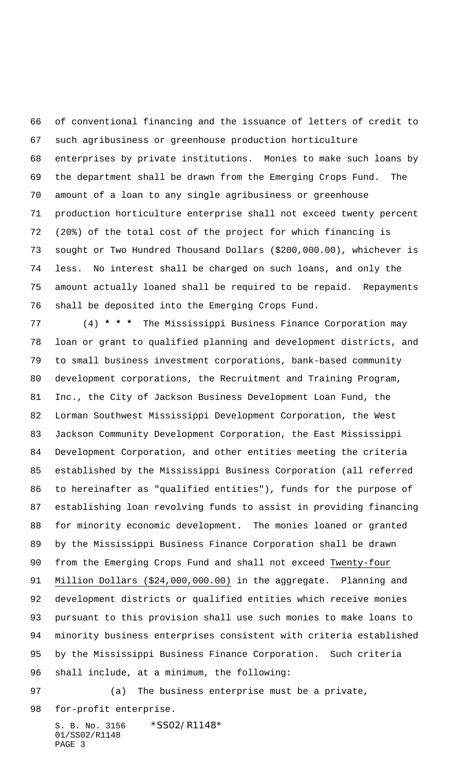of conventional financing and the issuance of letters of credit to such agribusiness or greenhouse production horticulture enterprises by private institutions. Monies to make such loans by the department shall be drawn from the Emerging Crops Fund. The amount of a loan to any single agribusiness or greenhouse production horticulture enterprise shall not exceed twenty percent (20%) of the total cost of the project for which financing is sought or Two Hundred Thousand Dollars ($200,000.00), whichever is less. No interest shall be charged on such loans, and only the amount actually loaned shall be required to be repaid. Repayments shall be deposited into the Emerging Crops Fund.

(4) *** The Mississippi Business Finance Corporation may loan or grant to qualified planning and development districts, and to small business investment corporations, bank-based community development corporations, the Recruitment and Training Program, Inc., the City of Jackson Business Development Loan Fund, the Lorman Southwest Mississippi Development Corporation, the West Jackson Community Development Corporation, the East Mississippi Development Corporation, and other entities meeting the criteria established by the Mississippi Business Corporation (all referred to hereinafter as "qualified entities"), funds for the purpose of establishing loan revolving funds to assist in providing financing for minority economic development. The monies loaned or granted by the Mississippi Business Finance Corporation shall be drawn from the Emerging Crops Fund and shall not exceed Twenty-four Million Dollars ($24,000,000.00) in the aggregate. Planning and development districts or qualified entities which receive monies pursuant to this provision shall use such monies to make loans to minority business enterprises consistent with criteria established by the Mississippi Business Finance Corporation. Such criteria shall include, at a minimum, the following:

(a) The business enterprise must be a private, for-profit enterprise.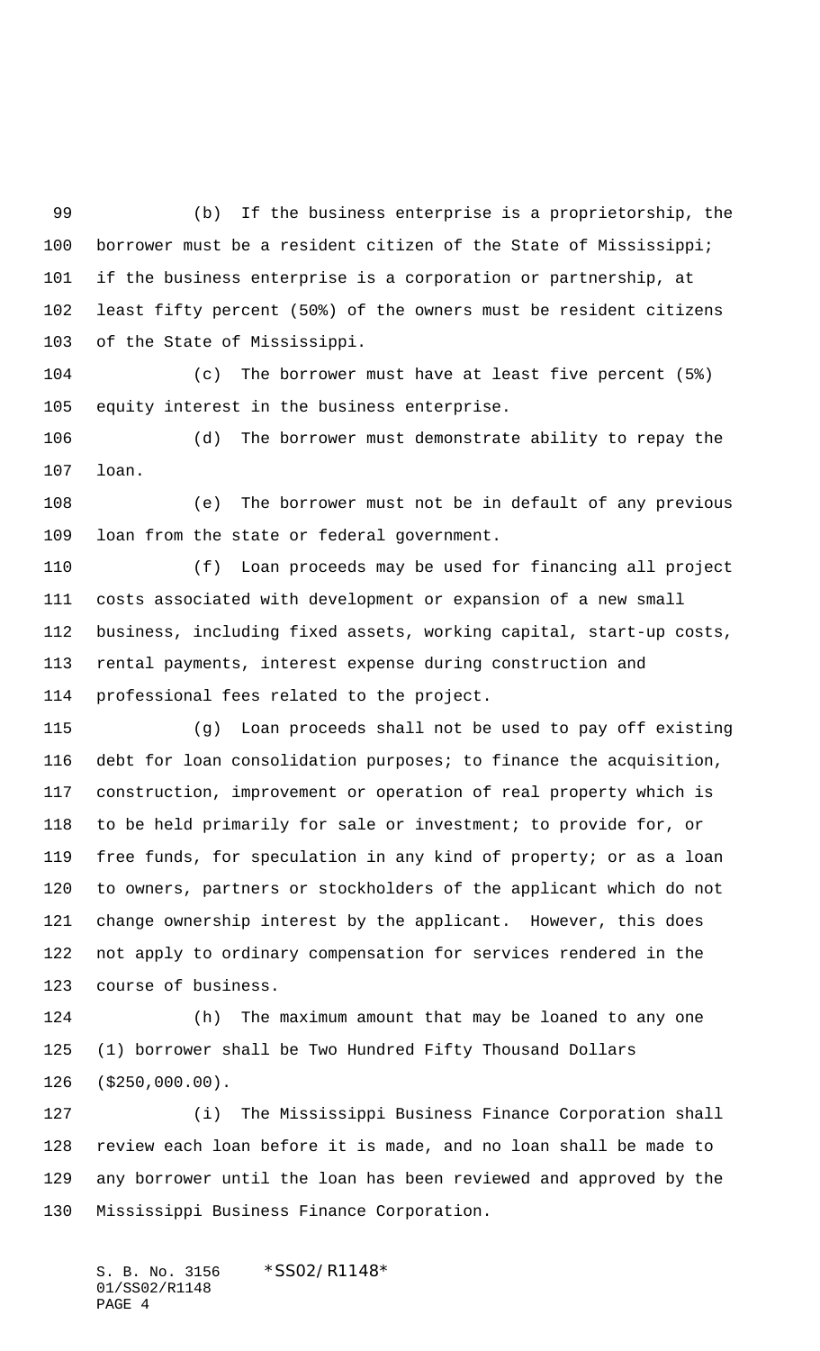(b) If the business enterprise is a proprietorship, the borrower must be a resident citizen of the State of Mississippi; if the business enterprise is a corporation or partnership, at least fifty percent (50%) of the owners must be resident citizens of the State of Mississippi.

(c) The borrower must have at least five percent (5%) equity interest in the business enterprise.

(d) The borrower must demonstrate ability to repay the loan.

(e) The borrower must not be in default of any previous loan from the state or federal government.

(f) Loan proceeds may be used for financing all project costs associated with development or expansion of a new small business, including fixed assets, working capital, start-up costs, rental payments, interest expense during construction and professional fees related to the project.

(g) Loan proceeds shall not be used to pay off existing debt for loan consolidation purposes; to finance the acquisition, construction, improvement or operation of real property which is to be held primarily for sale or investment; to provide for, or free funds, for speculation in any kind of property; or as a loan to owners, partners or stockholders of the applicant which do not change ownership interest by the applicant. However, this does not apply to ordinary compensation for services rendered in the course of business.

(h) The maximum amount that may be loaned to any one (1) borrower shall be Two Hundred Fifty Thousand Dollars ($250,000.00).

(i) The Mississippi Business Finance Corporation shall review each loan before it is made, and no loan shall be made to any borrower until the loan has been reviewed and approved by the Mississippi Business Finance Corporation.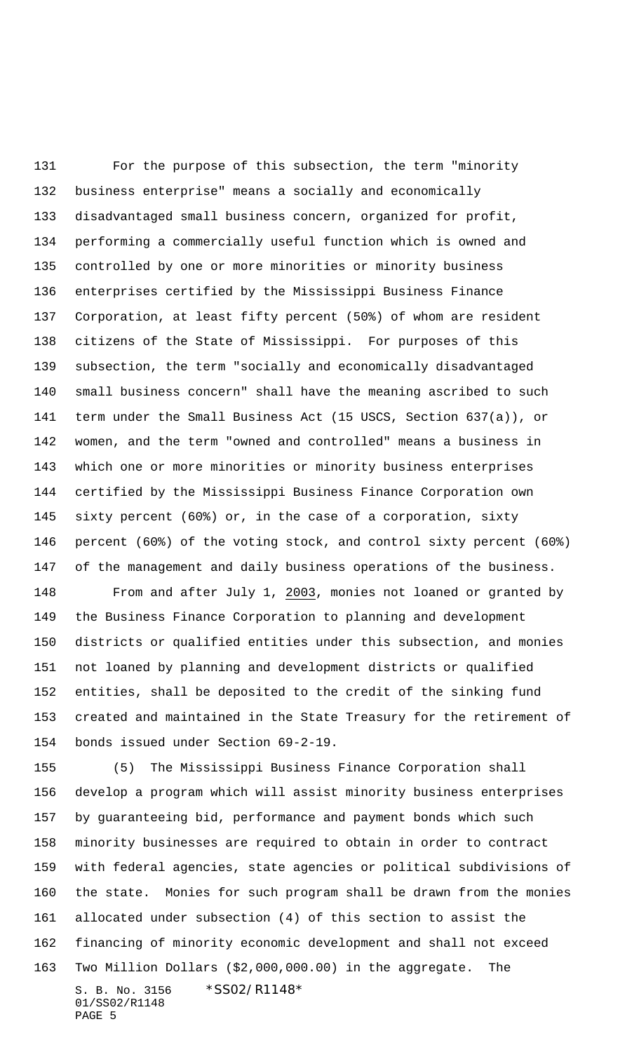For the purpose of this subsection, the term "minority business enterprise" means a socially and economically disadvantaged small business concern, organized for profit, performing a commercially useful function which is owned and controlled by one or more minorities or minority business enterprises certified by the Mississippi Business Finance Corporation, at least fifty percent (50%) of whom are resident citizens of the State of Mississippi. For purposes of this subsection, the term "socially and economically disadvantaged small business concern" shall have the meaning ascribed to such term under the Small Business Act (15 USCS, Section 637(a)), or women, and the term "owned and controlled" means a business in which one or more minorities or minority business enterprises certified by the Mississippi Business Finance Corporation own sixty percent (60%) or, in the case of a corporation, sixty percent (60%) of the voting stock, and control sixty percent (60%) of the management and daily business operations of the business.

From and after July 1, 2003, monies not loaned or granted by the Business Finance Corporation to planning and development districts or qualified entities under this subsection, and monies not loaned by planning and development districts or qualified entities, shall be deposited to the credit of the sinking fund created and maintained in the State Treasury for the retirement of bonds issued under Section 69-2-19.

(5) The Mississippi Business Finance Corporation shall develop a program which will assist minority business enterprises by guaranteeing bid, performance and payment bonds which such minority businesses are required to obtain in order to contract with federal agencies, state agencies or political subdivisions of the state. Monies for such program shall be drawn from the monies allocated under subsection (4) of this section to assist the financing of minority economic development and shall not exceed Two Million Dollars ($2,000,000.00) in the aggregate. The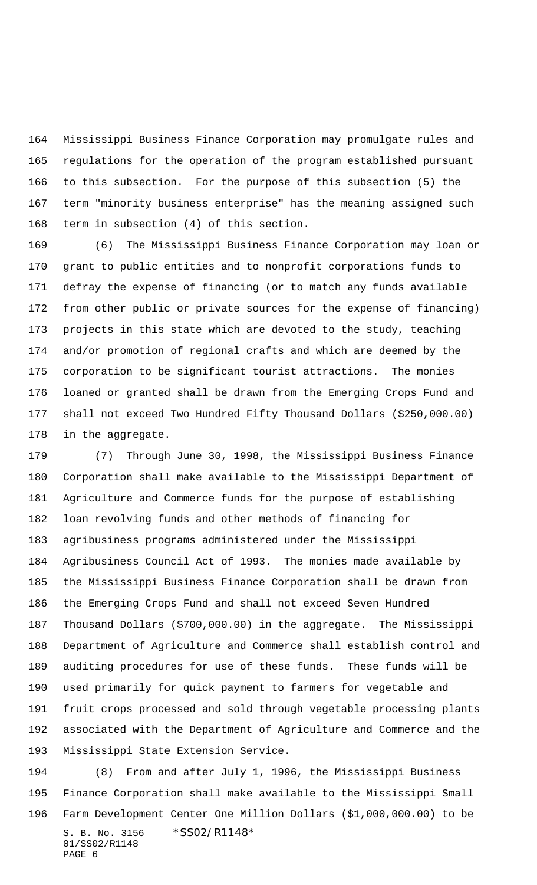Mississippi Business Finance Corporation may promulgate rules and regulations for the operation of the program established pursuant to this subsection. For the purpose of this subsection (5) the term "minority business enterprise" has the meaning assigned such term in subsection (4) of this section.

(6) The Mississippi Business Finance Corporation may loan or grant to public entities and to nonprofit corporations funds to defray the expense of financing (or to match any funds available from other public or private sources for the expense of financing) projects in this state which are devoted to the study, teaching and/or promotion of regional crafts and which are deemed by the corporation to be significant tourist attractions. The monies loaned or granted shall be drawn from the Emerging Crops Fund and shall not exceed Two Hundred Fifty Thousand Dollars ($250,000.00) in the aggregate.

(7) Through June 30, 1998, the Mississippi Business Finance Corporation shall make available to the Mississippi Department of Agriculture and Commerce funds for the purpose of establishing loan revolving funds and other methods of financing for agribusiness programs administered under the Mississippi Agribusiness Council Act of 1993. The monies made available by the Mississippi Business Finance Corporation shall be drawn from the Emerging Crops Fund and shall not exceed Seven Hundred Thousand Dollars ($700,000.00) in the aggregate. The Mississippi Department of Agriculture and Commerce shall establish control and auditing procedures for use of these funds. These funds will be used primarily for quick payment to farmers for vegetable and fruit crops processed and sold through vegetable processing plants associated with the Department of Agriculture and Commerce and the Mississippi State Extension Service.

(8) From and after July 1, 1996, the Mississippi Business Finance Corporation shall make available to the Mississippi Small Farm Development Center One Million Dollars ($1,000,000.00) to be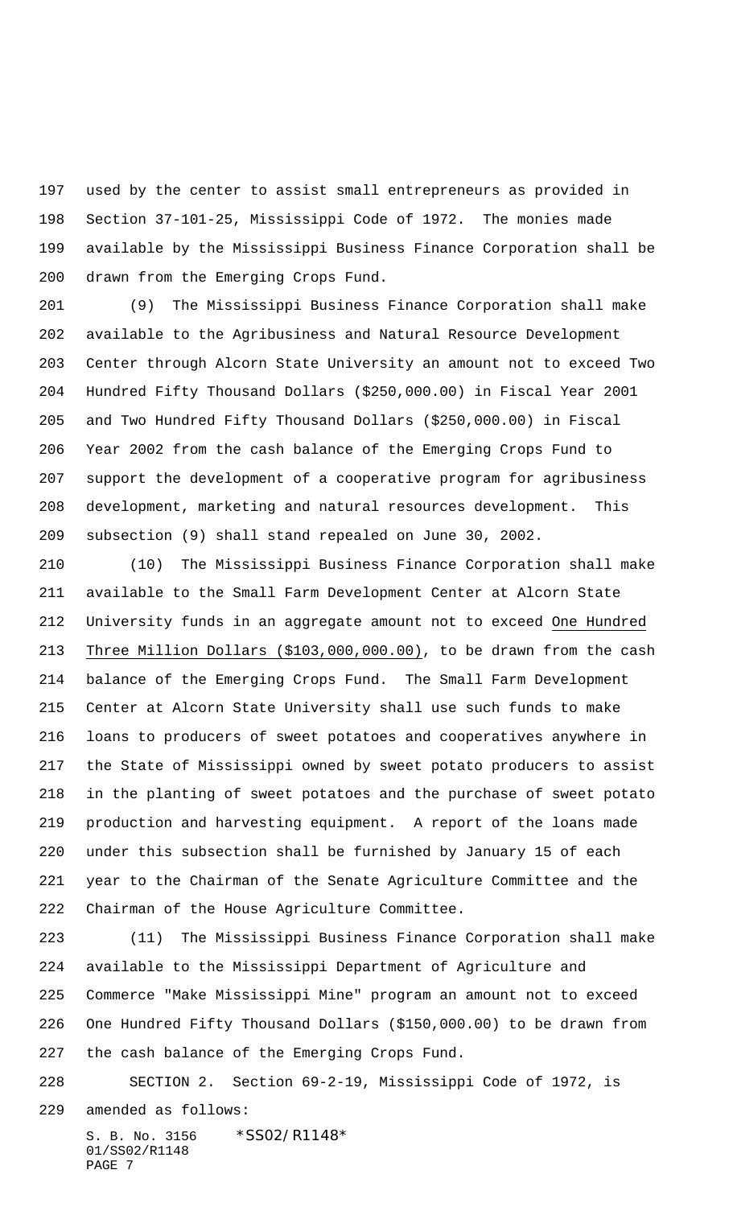used by the center to assist small entrepreneurs as provided in Section 37-101-25, Mississippi Code of 1972. The monies made available by the Mississippi Business Finance Corporation shall be drawn from the Emerging Crops Fund.

(9) The Mississippi Business Finance Corporation shall make available to the Agribusiness and Natural Resource Development Center through Alcorn State University an amount not to exceed Two Hundred Fifty Thousand Dollars ($250,000.00) in Fiscal Year 2001 and Two Hundred Fifty Thousand Dollars ($250,000.00) in Fiscal Year 2002 from the cash balance of the Emerging Crops Fund to support the development of a cooperative program for agribusiness development, marketing and natural resources development. This subsection (9) shall stand repealed on June 30, 2002.

(10) The Mississippi Business Finance Corporation shall make available to the Small Farm Development Center at Alcorn State University funds in an aggregate amount not to exceed <u>One Hundred Three Million Dollars ($103,000,000.00)</u>, to be drawn from the cash balance of the Emerging Crops Fund. The Small Farm Development Center at Alcorn State University shall use such funds to make loans to producers of sweet potatoes and cooperatives anywhere in the State of Mississippi owned by sweet potato producers to assist in the planting of sweet potatoes and the purchase of sweet potato production and harvesting equipment. A report of the loans made under this subsection shall be furnished by January 15 of each year to the Chairman of the Senate Agriculture Committee and the Chairman of the House Agriculture Committee.

(11) The Mississippi Business Finance Corporation shall make available to the Mississippi Department of Agriculture and Commerce "Make Mississippi Mine" program an amount not to exceed One Hundred Fifty Thousand Dollars ($150,000.00) to be drawn from the cash balance of the Emerging Crops Fund.

SECTION 2. Section 69-2-19, Mississippi Code of 1972, is amended as follows: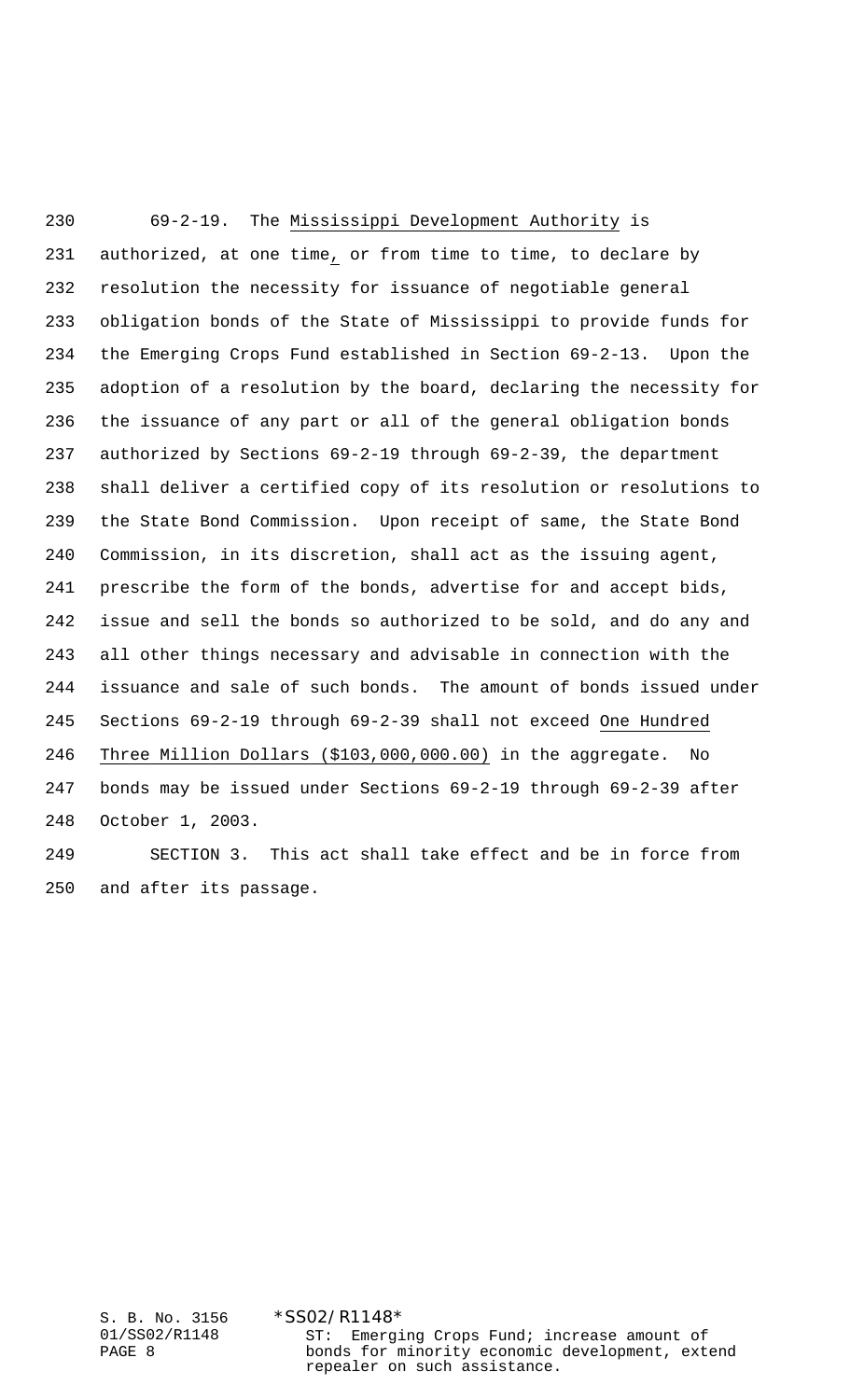69-2-19. The Mississippi Development Authority is authorized, at one time, or from time to time, to declare by resolution the necessity for issuance of negotiable general obligation bonds of the State of Mississippi to provide funds for the Emerging Crops Fund established in Section 69-2-13. Upon the adoption of a resolution by the board, declaring the necessity for the issuance of any part or all of the general obligation bonds authorized by Sections 69-2-19 through 69-2-39, the department shall deliver a certified copy of its resolution or resolutions to the State Bond Commission. Upon receipt of same, the State Bond Commission, in its discretion, shall act as the issuing agent, prescribe the form of the bonds, advertise for and accept bids, issue and sell the bonds so authorized to be sold, and do any and all other things necessary and advisable in connection with the issuance and sale of such bonds. The amount of bonds issued under Sections 69-2-19 through 69-2-39 shall not exceed One Hundred Three Million Dollars ($103,000,000.00) in the aggregate. No bonds may be issued under Sections 69-2-19 through 69-2-39 after October 1, 2003.

SECTION 3. This act shall take effect and be in force from and after its passage.